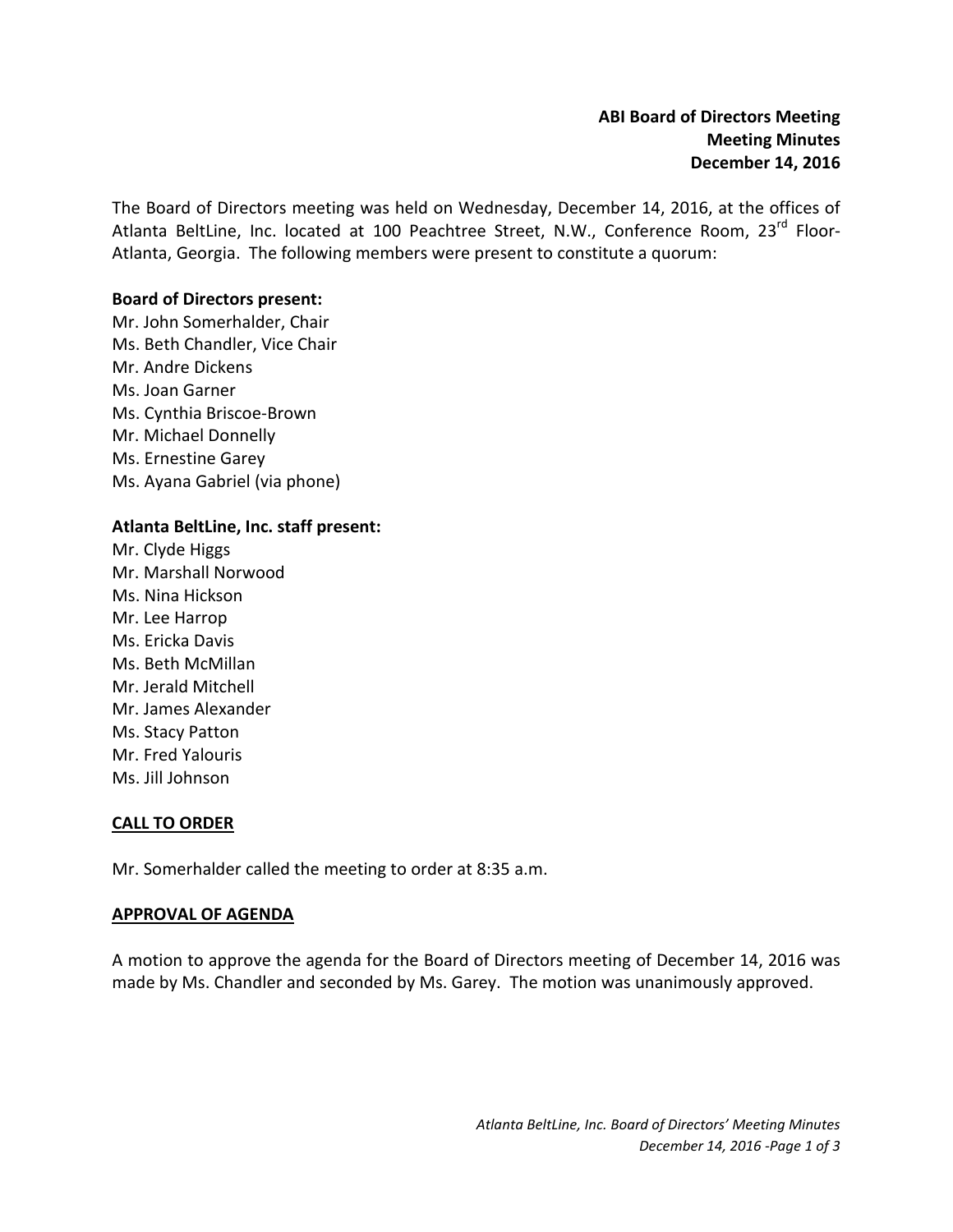**ABI Board of Directors Meeting**
**Meeting Minutes**
**December 14, 2016**

The Board of Directors meeting was held on Wednesday, December 14, 2016, at the offices of Atlanta BeltLine, Inc. located at 100 Peachtree Street, N.W., Conference Room, 23rd Floor-Atlanta, Georgia. The following members were present to constitute a quorum:

**Board of Directors present:**

Mr. John Somerhalder, Chair
Ms. Beth Chandler, Vice Chair
Mr. Andre Dickens
Ms. Joan Garner
Ms. Cynthia Briscoe-Brown
Mr. Michael Donnelly
Ms. Ernestine Garey
Ms. Ayana Gabriel (via phone)

**Atlanta BeltLine, Inc. staff present:**

Mr. Clyde Higgs
Mr. Marshall Norwood
Ms. Nina Hickson
Mr. Lee Harrop
Ms. Ericka Davis
Ms. Beth McMillan
Mr. Jerald Mitchell
Mr. James Alexander
Ms. Stacy Patton
Mr. Fred Yalouris
Ms. Jill Johnson

## CALL TO ORDER

Mr. Somerhalder called the meeting to order at 8:35 a.m.

## APPROVAL OF AGENDA

A motion to approve the agenda for the Board of Directors meeting of December 14, 2016 was made by Ms. Chandler and seconded by Ms. Garey. The motion was unanimously approved.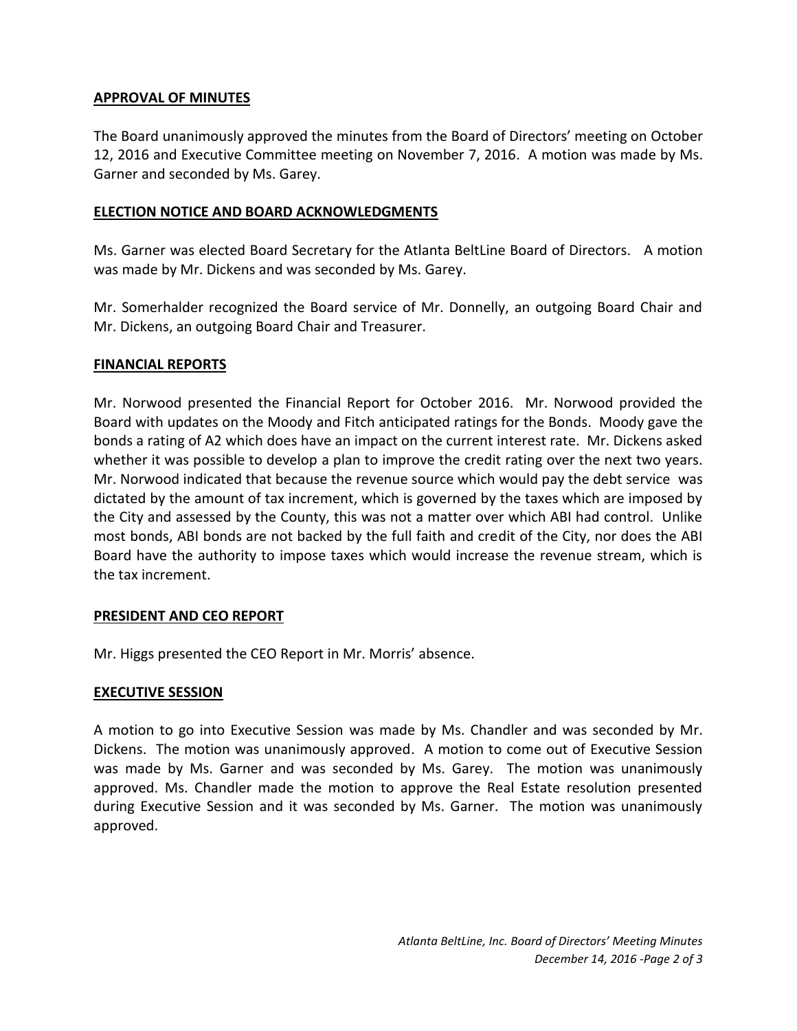## APPROVAL OF MINUTES

The Board unanimously approved the minutes from the Board of Directors' meeting on October 12, 2016 and Executive Committee meeting on November 7, 2016. A motion was made by Ms. Garner and seconded by Ms. Garey.

## ELECTION NOTICE AND BOARD ACKNOWLEDGMENTS

Ms. Garner was elected Board Secretary for the Atlanta BeltLine Board of Directors. A motion was made by Mr. Dickens and was seconded by Ms. Garey.

Mr. Somerhalder recognized the Board service of Mr. Donnelly, an outgoing Board Chair and Mr. Dickens, an outgoing Board Chair and Treasurer.

## FINANCIAL REPORTS

Mr. Norwood presented the Financial Report for October 2016. Mr. Norwood provided the Board with updates on the Moody and Fitch anticipated ratings for the Bonds. Moody gave the bonds a rating of A2 which does have an impact on the current interest rate. Mr. Dickens asked whether it was possible to develop a plan to improve the credit rating over the next two years. Mr. Norwood indicated that because the revenue source which would pay the debt service was dictated by the amount of tax increment, which is governed by the taxes which are imposed by the City and assessed by the County, this was not a matter over which ABI had control. Unlike most bonds, ABI bonds are not backed by the full faith and credit of the City, nor does the ABI Board have the authority to impose taxes which would increase the revenue stream, which is the tax increment.

## PRESIDENT AND CEO REPORT

Mr. Higgs presented the CEO Report in Mr. Morris' absence.

## EXECUTIVE SESSION

A motion to go into Executive Session was made by Ms. Chandler and was seconded by Mr. Dickens. The motion was unanimously approved. A motion to come out of Executive Session was made by Ms. Garner and was seconded by Ms. Garey. The motion was unanimously approved. Ms. Chandler made the motion to approve the Real Estate resolution presented during Executive Session and it was seconded by Ms. Garner. The motion was unanimously approved.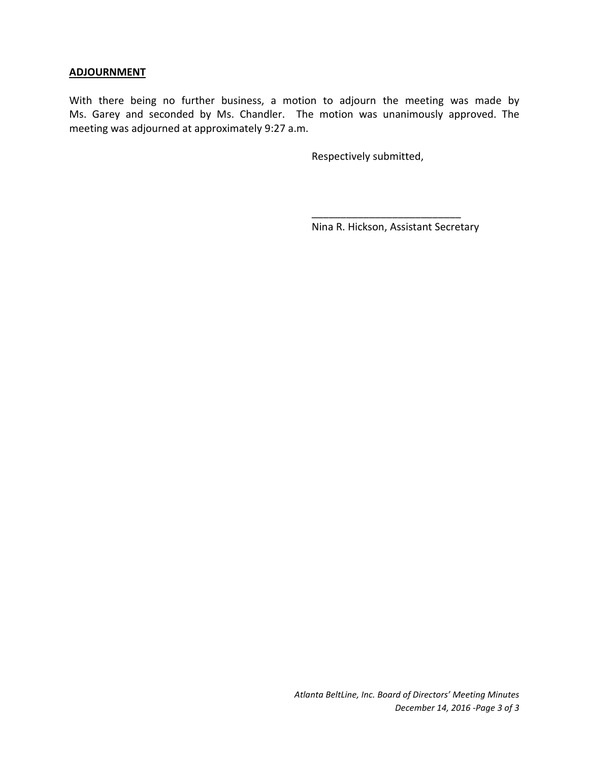**ADJOURNMENT**

With there being no further business, a motion to adjourn the meeting was made by Ms. Garey and seconded by Ms. Chandler. The motion was unanimously approved. The meeting was adjourned at approximately 9:27 a.m.

Respectively submitted,

___________________________

Nina R. Hickson, Assistant Secretary